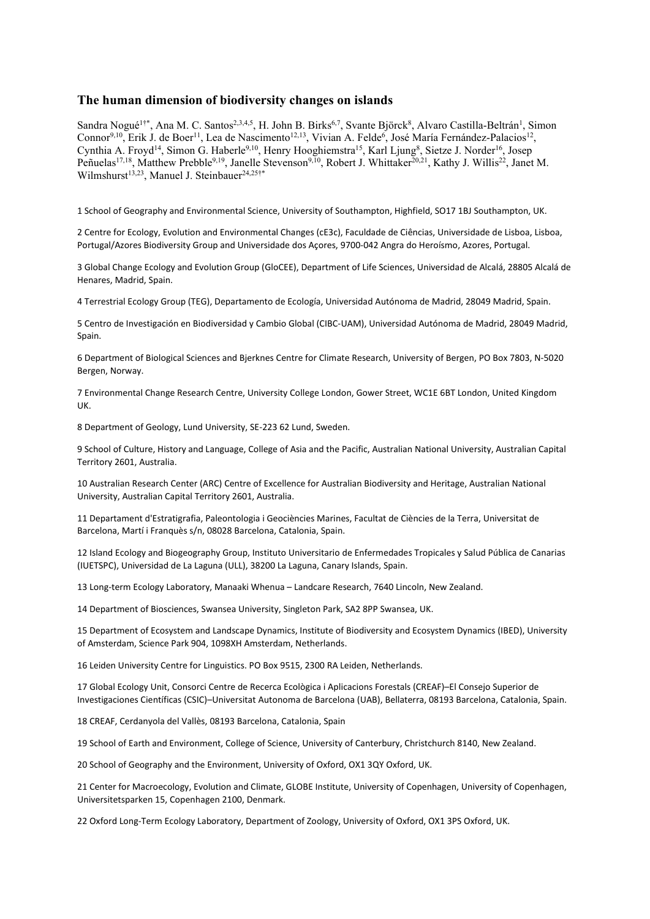## The human dimension of biodiversity changes on islands

Sandra Nogué[1†*], Ana M. C. Santos[2,3,4,5], H. John B. Birks[6,7], Svante Björck[8], Alvaro Castilla-Beltrán[1], Simon Connor[9,10], Erik J. de Boer[11], Lea de Nascimento[12,13], Vivian A. Felde[6], José María Fernández-Palacios[12], Cynthia A. Froyd[14], Simon G. Haberle[9,10], Henry Hooghiemstra[15], Karl Ljung[8], Sietze J. Norder[16], Josep Peñuelas[17,18], Matthew Prebble[9,19], Janelle Stevenson[9,10], Robert J. Whittaker[20,21], Kathy J. Willis[22], Janet M. Wilmshurst[13,23], Manuel J. Steinbauer[24,25†*]

1 School of Geography and Environmental Science, University of Southampton, Highfield, SO17 1BJ Southampton, UK.

2 Centre for Ecology, Evolution and Environmental Changes (cE3c), Faculdade de Ciências, Universidade de Lisboa, Lisboa, Portugal/Azores Biodiversity Group and Universidade dos Açores, 9700-042 Angra do Heroísmo, Azores, Portugal.

3 Global Change Ecology and Evolution Group (GloCEE), Department of Life Sciences, Universidad de Alcalá, 28805 Alcalá de Henares, Madrid, Spain.

4 Terrestrial Ecology Group (TEG), Departamento de Ecología, Universidad Autónoma de Madrid, 28049 Madrid, Spain.

5 Centro de Investigación en Biodiversidad y Cambio Global (CIBC-UAM), Universidad Autónoma de Madrid, 28049 Madrid, Spain.

6 Department of Biological Sciences and Bjerknes Centre for Climate Research, University of Bergen, PO Box 7803, N-5020 Bergen, Norway.

7 Environmental Change Research Centre, University College London, Gower Street, WC1E 6BT London, United Kingdom UK.

8 Department of Geology, Lund University, SE-223 62 Lund, Sweden.

9 School of Culture, History and Language, College of Asia and the Pacific, Australian National University, Australian Capital Territory 2601, Australia.

10 Australian Research Center (ARC) Centre of Excellence for Australian Biodiversity and Heritage, Australian National University, Australian Capital Territory 2601, Australia.

11 Departament d'Estratigrafia, Paleontologia i Geociències Marines, Facultat de Ciències de la Terra, Universitat de Barcelona, Martí i Franquès s/n, 08028 Barcelona, Catalonia, Spain.

12 Island Ecology and Biogeography Group, Instituto Universitario de Enfermedades Tropicales y Salud Pública de Canarias (IUETSPC), Universidad de La Laguna (ULL), 38200 La Laguna, Canary Islands, Spain.

13 Long-term Ecology Laboratory, Manaaki Whenua – Landcare Research, 7640 Lincoln, New Zealand.

14 Department of Biosciences, Swansea University, Singleton Park, SA2 8PP Swansea, UK.

15 Department of Ecosystem and Landscape Dynamics, Institute of Biodiversity and Ecosystem Dynamics (IBED), University of Amsterdam, Science Park 904, 1098XH Amsterdam, Netherlands.

16 Leiden University Centre for Linguistics. PO Box 9515, 2300 RA Leiden, Netherlands.

17 Global Ecology Unit, Consorci Centre de Recerca Ecològica i Aplicacions Forestals (CREAF)–El Consejo Superior de Investigaciones Científicas (CSIC)–Universitat Autonoma de Barcelona (UAB), Bellaterra, 08193 Barcelona, Catalonia, Spain.

18 CREAF, Cerdanyola del Vallès, 08193 Barcelona, Catalonia, Spain

19 School of Earth and Environment, College of Science, University of Canterbury, Christchurch 8140, New Zealand.

20 School of Geography and the Environment, University of Oxford, OX1 3QY Oxford, UK.

21 Center for Macroecology, Evolution and Climate, GLOBE Institute, University of Copenhagen, University of Copenhagen, Universitetsparken 15, Copenhagen 2100, Denmark.

22 Oxford Long-Term Ecology Laboratory, Department of Zoology, University of Oxford, OX1 3PS Oxford, UK.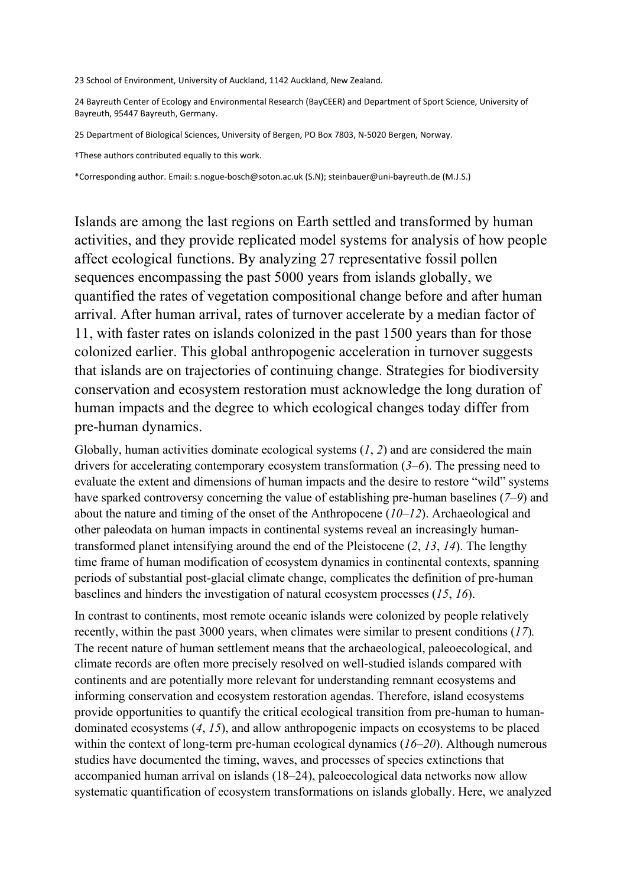23 School of Environment, University of Auckland, 1142 Auckland, New Zealand.

24 Bayreuth Center of Ecology and Environmental Research (BayCEER) and Department of Sport Science, University of Bayreuth, 95447 Bayreuth, Germany.

25 Department of Biological Sciences, University of Bergen, PO Box 7803, N-5020 Bergen, Norway.

†These authors contributed equally to this work.

*Corresponding author. Email: s.nogue-bosch@soton.ac.uk (S.N); steinbauer@uni-bayreuth.de (M.J.S.)

Islands are among the last regions on Earth settled and transformed by human activities, and they provide replicated model systems for analysis of how people affect ecological functions. By analyzing 27 representative fossil pollen sequences encompassing the past 5000 years from islands globally, we quantified the rates of vegetation compositional change before and after human arrival. After human arrival, rates of turnover accelerate by a median factor of 11, with faster rates on islands colonized in the past 1500 years than for those colonized earlier. This global anthropogenic acceleration in turnover suggests that islands are on trajectories of continuing change. Strategies for biodiversity conservation and ecosystem restoration must acknowledge the long duration of human impacts and the degree to which ecological changes today differ from pre-human dynamics.

Globally, human activities dominate ecological systems (*1*, *2*) and are considered the main drivers for accelerating contemporary ecosystem transformation (*3*–*6*). The pressing need to evaluate the extent and dimensions of human impacts and the desire to restore "wild" systems have sparked controversy concerning the value of establishing pre-human baselines (*7*–*9*) and about the nature and timing of the onset of the Anthropocene (*10*–*12*). Archaeological and other paleodata on human impacts in continental systems reveal an increasingly human-transformed planet intensifying around the end of the Pleistocene (*2*, *13*, *14*). The lengthy time frame of human modification of ecosystem dynamics in continental contexts, spanning periods of substantial post-glacial climate change, complicates the definition of pre-human baselines and hinders the investigation of natural ecosystem processes (*15*, *16*).

In contrast to continents, most remote oceanic islands were colonized by people relatively recently, within the past 3000 years, when climates were similar to present conditions (*17*). The recent nature of human settlement means that the archaeological, paleoecological, and climate records are often more precisely resolved on well-studied islands compared with continents and are potentially more relevant for understanding remnant ecosystems and informing conservation and ecosystem restoration agendas. Therefore, island ecosystems provide opportunities to quantify the critical ecological transition from pre-human to human-dominated ecosystems (*4*, *15*), and allow anthropogenic impacts on ecosystems to be placed within the context of long-term pre-human ecological dynamics (*16*–*20*). Although numerous studies have documented the timing, waves, and processes of species extinctions that accompanied human arrival on islands (18–24), paleoecological data networks now allow systematic quantification of ecosystem transformations on islands globally. Here, we analyzed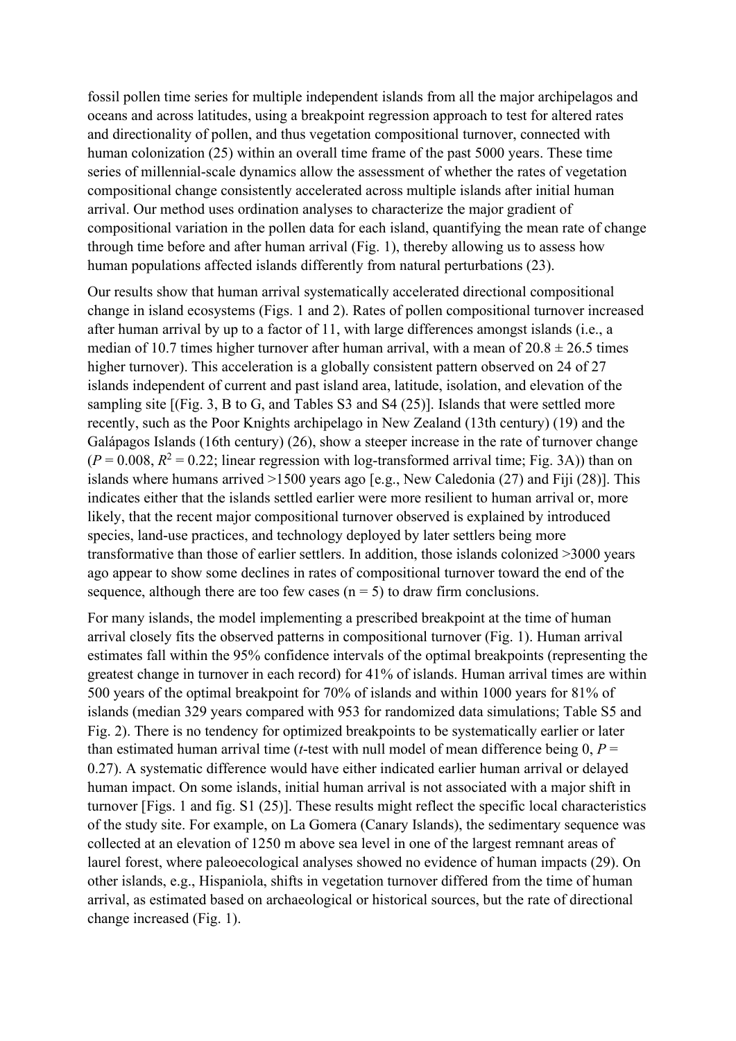fossil pollen time series for multiple independent islands from all the major archipelagos and oceans and across latitudes, using a breakpoint regression approach to test for altered rates and directionality of pollen, and thus vegetation compositional turnover, connected with human colonization (25) within an overall time frame of the past 5000 years. These time series of millennial-scale dynamics allow the assessment of whether the rates of vegetation compositional change consistently accelerated across multiple islands after initial human arrival. Our method uses ordination analyses to characterize the major gradient of compositional variation in the pollen data for each island, quantifying the mean rate of change through time before and after human arrival (Fig. 1), thereby allowing us to assess how human populations affected islands differently from natural perturbations (23).

Our results show that human arrival systematically accelerated directional compositional change in island ecosystems (Figs. 1 and 2). Rates of pollen compositional turnover increased after human arrival by up to a factor of 11, with large differences amongst islands (i.e., a median of 10.7 times higher turnover after human arrival, with a mean of $20.8 \pm 26.5$ times higher turnover). This acceleration is a globally consistent pattern observed on 24 of 27 islands independent of current and past island area, latitude, isolation, and elevation of the sampling site [(Fig. 3, B to G, and Tables S3 and S4 (25)]. Islands that were settled more recently, such as the Poor Knights archipelago in New Zealand (13th century) (19) and the Galápagos Islands (16th century) (26), show a steeper increase in the rate of turnover change ($P = 0.008$, $R^2 = 0.22$; linear regression with log-transformed arrival time; Fig. 3A)) than on islands where humans arrived >1500 years ago [e.g., New Caledonia (27) and Fiji (28)]. This indicates either that the islands settled earlier were more resilient to human arrival or, more likely, that the recent major compositional turnover observed is explained by introduced species, land-use practices, and technology deployed by later settlers being more transformative than those of earlier settlers. In addition, those islands colonized >3000 years ago appear to show some declines in rates of compositional turnover toward the end of the sequence, although there are too few cases ($n = 5$) to draw firm conclusions.

For many islands, the model implementing a prescribed breakpoint at the time of human arrival closely fits the observed patterns in compositional turnover (Fig. 1). Human arrival estimates fall within the 95% confidence intervals of the optimal breakpoints (representing the greatest change in turnover in each record) for 41% of islands. Human arrival times are within 500 years of the optimal breakpoint for 70% of islands and within 1000 years for 81% of islands (median 329 years compared with 953 for randomized data simulations; Table S5 and Fig. 2). There is no tendency for optimized breakpoints to be systematically earlier or later than estimated human arrival time (*t*-test with null model of mean difference being 0, $P = 0.27$). A systematic difference would have either indicated earlier human arrival or delayed human impact. On some islands, initial human arrival is not associated with a major shift in turnover [Figs. 1 and fig. S1 (25)]. These results might reflect the specific local characteristics of the study site. For example, on La Gomera (Canary Islands), the sedimentary sequence was collected at an elevation of 1250 m above sea level in one of the largest remnant areas of laurel forest, where paleoecological analyses showed no evidence of human impacts (29). On other islands, e.g., Hispaniola, shifts in vegetation turnover differed from the time of human arrival, as estimated based on archaeological or historical sources, but the rate of directional change increased (Fig. 1).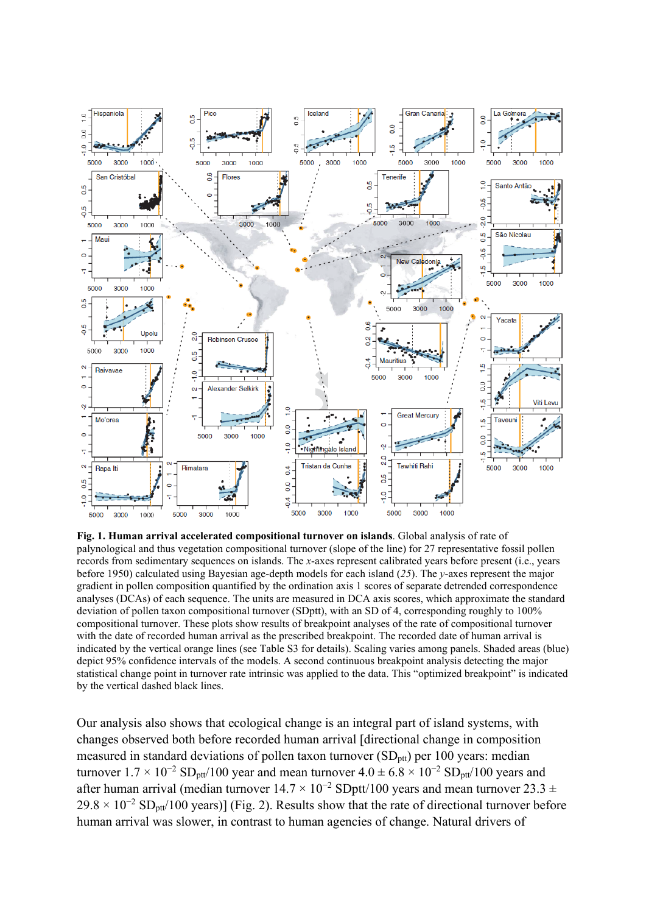**Fig. 1. Human arrival accelerated compositional turnover on islands**. Global analysis of rate of palynological and thus vegetation compositional turnover (slope of the line) for 27 representative fossil pollen records from sedimentary sequences on islands. The *x*-axes represent calibrated years before present (i.e., years before 1950) calculated using Bayesian age-depth models for each island (*25*). The *y*-axes represent the major gradient in pollen composition quantified by the ordination axis 1 scores of separate detrended correspondence analyses (DCAs) of each sequence. The units are measured in DCA axis scores, which approximate the standard deviation of pollen taxon compositional turnover (SDptt), with an SD of 4, corresponding roughly to 100% compositional turnover. These plots show results of breakpoint analyses of the rate of compositional turnover with the date of recorded human arrival as the prescribed breakpoint. The recorded date of human arrival is indicated by the vertical orange lines (see Table S3 for details). Scaling varies among panels. Shaded areas (blue) depict 95% confidence intervals of the models. A second continuous breakpoint analysis detecting the major statistical change point in turnover rate intrinsic was applied to the data. This "optimized breakpoint" is indicated by the vertical dashed black lines.

Our analysis also shows that ecological change is an integral part of island systems, with changes observed both before recorded human arrival [directional change in composition measured in standard deviations of pollen taxon turnover ($SD_{ptt}$) per 100 years: median turnover $1.7 \times 10^{-2}$ $SD_{ptt}$/100 year and mean turnover $4.0 \pm 6.8 \times 10^{-2}$ $SD_{ptt}$/100 years and after human arrival (median turnover $14.7 \times 10^{-2}$ SDptt/100 years and mean turnover $23.3 \pm 29.8 \times 10^{-2}$ $SD_{ptt}$/100 years)] (Fig. 2). Results show that the rate of directional turnover before human arrival was slower, in contrast to human agencies of change. Natural drivers of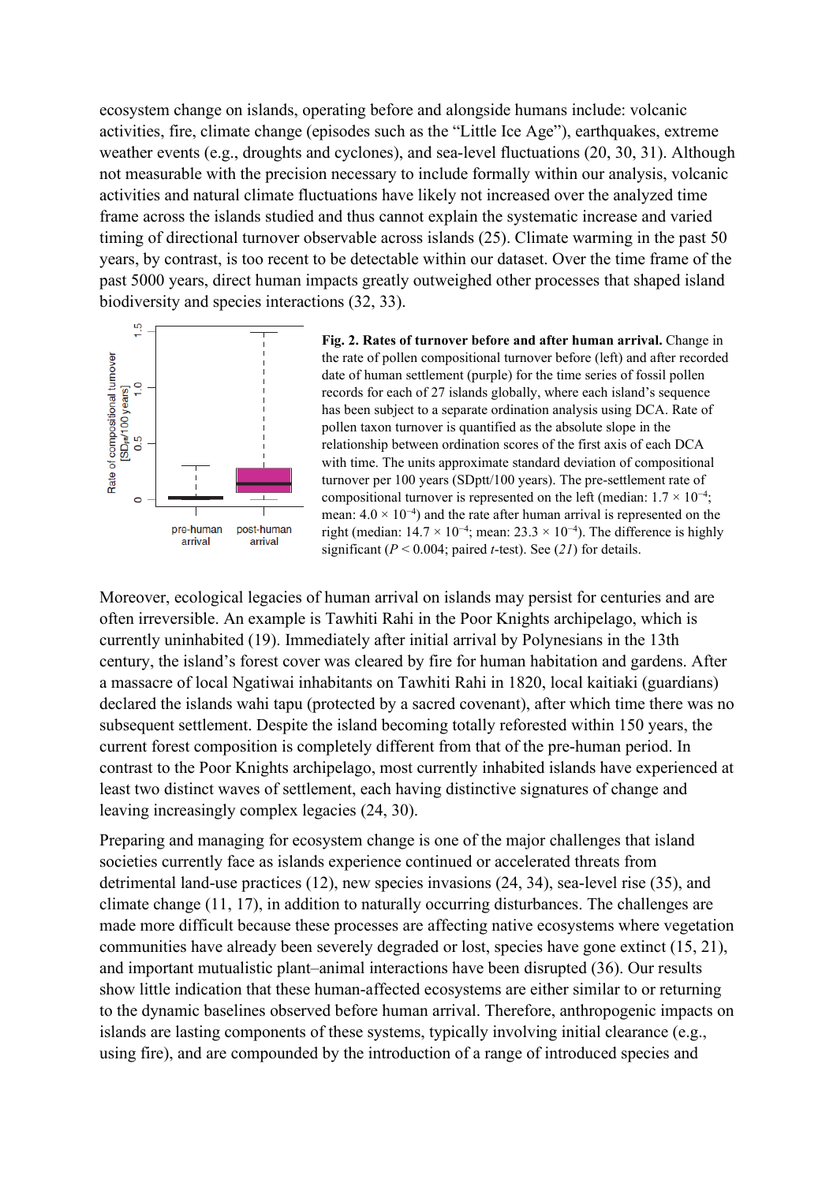ecosystem change on islands, operating before and alongside humans include: volcanic activities, fire, climate change (episodes such as the "Little Ice Age"), earthquakes, extreme weather events (e.g., droughts and cyclones), and sea-level fluctuations (20, 30, 31). Although not measurable with the precision necessary to include formally within our analysis, volcanic activities and natural climate fluctuations have likely not increased over the analyzed time frame across the islands studied and thus cannot explain the systematic increase and varied timing of directional turnover observable across islands (25). Climate warming in the past 50 years, by contrast, is too recent to be detectable within our dataset. Over the time frame of the past 5000 years, direct human impacts greatly outweighed other processes that shaped island biodiversity and species interactions (32, 33).

**Fig. 2. Rates of turnover before and after human arrival.** Change in the rate of pollen compositional turnover before (left) and after recorded date of human settlement (purple) for the time series of fossil pollen records for each of 27 islands globally, where each island's sequence has been subject to a separate ordination analysis using DCA. Rate of pollen taxon turnover is quantified as the absolute slope in the relationship between ordination scores of the first axis of each DCA with time. The units approximate standard deviation of compositional turnover per 100 years (SDptt/100 years). The pre-settlement rate of compositional turnover is represented on the left (median: $1.7 \times 10^{-4}$; mean: $4.0 \times 10^{-4}$) and the rate after human arrival is represented on the right (median: $14.7 \times 10^{-4}$; mean: $23.3 \times 10^{-4}$). The difference is highly significant ($P < 0.004$; paired *t*-test). See (*21*) for details.

Moreover, ecological legacies of human arrival on islands may persist for centuries and are often irreversible. An example is Tawhiti Rahi in the Poor Knights archipelago, which is currently uninhabited (19). Immediately after initial arrival by Polynesians in the 13th century, the island's forest cover was cleared by fire for human habitation and gardens. After a massacre of local Ngatiwai inhabitants on Tawhiti Rahi in 1820, local kaitiaki (guardians) declared the islands wahi tapu (protected by a sacred covenant), after which time there was no subsequent settlement. Despite the island becoming totally reforested within 150 years, the current forest composition is completely different from that of the pre-human period. In contrast to the Poor Knights archipelago, most currently inhabited islands have experienced at least two distinct waves of settlement, each having distinctive signatures of change and leaving increasingly complex legacies (24, 30).

Preparing and managing for ecosystem change is one of the major challenges that island societies currently face as islands experience continued or accelerated threats from detrimental land-use practices (12), new species invasions (24, 34), sea-level rise (35), and climate change (11, 17), in addition to naturally occurring disturbances. The challenges are made more difficult because these processes are affecting native ecosystems where vegetation communities have already been severely degraded or lost, species have gone extinct (15, 21), and important mutualistic plant–animal interactions have been disrupted (36). Our results show little indication that these human-affected ecosystems are either similar to or returning to the dynamic baselines observed before human arrival. Therefore, anthropogenic impacts on islands are lasting components of these systems, typically involving initial clearance (e.g., using fire), and are compounded by the introduction of a range of introduced species and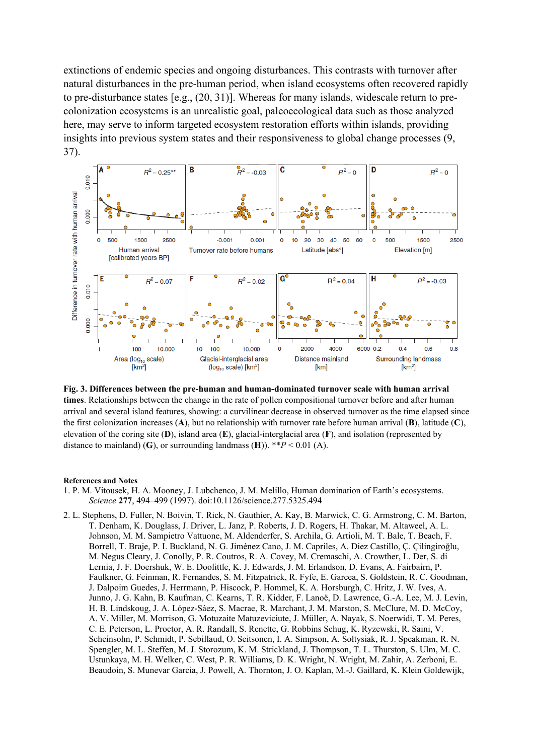extinctions of endemic species and ongoing disturbances. This contrasts with turnover after natural disturbances in the pre-human period, when island ecosystems often recovered rapidly to pre-disturbance states [e.g., (20, 31)]. Whereas for many islands, widescale return to pre-colonization ecosystems is an unrealistic goal, paleoecological data such as those analyzed here, may serve to inform targeted ecosystem restoration efforts within islands, providing insights into previous system states and their responsiveness to global change processes (9, 37).

**Fig. 3. Differences between the pre-human and human-dominated turnover scale with human arrival times**. Relationships between the change in the rate of pollen compositional turnover before and after human arrival and several island features, showing: a curvilinear decrease in observed turnover as the time elapsed since the first colonization increases (**A**), but no relationship with turnover rate before human arrival (**B**), latitude (**C**), elevation of the coring site (**D**), island area (**E**), glacial-interglacial area (**F**), and isolation (represented by distance to mainland) (**G**), or surrounding landmass (**H**)). $^{**}P < 0.01$ (A).

**References and Notes**

1. P. M. Vitousek, H. A. Mooney, J. Lubchenco, J. M. Melillo, Human domination of Earth's ecosystems. *Science* **277**, 494–499 (1997). doi:10.1126/science.277.5325.494
2. L. Stephens, D. Fuller, N. Boivin, T. Rick, N. Gauthier, A. Kay, B. Marwick, C. G. Armstrong, C. M. Barton, T. Denham, K. Douglass, J. Driver, L. Janz, P. Roberts, J. D. Rogers, H. Thakar, M. Altaweel, A. L. Johnson, M. M. Sampietro Vattuone, M. Aldenderfer, S. Archila, G. Artioli, M. T. Bale, T. Beach, F. Borrell, T. Braje, P. I. Buckland, N. G. Jiménez Cano, J. M. Capriles, A. Diez Castillo, Ç. Çilingiroğlu, M. Negus Cleary, J. Conolly, P. R. Coutros, R. A. Covey, M. Cremaschi, A. Crowther, L. Der, S. di Lernia, J. F. Doershuk, W. E. Doolittle, K. J. Edwards, J. M. Erlandson, D. Evans, A. Fairbairn, P. Faulkner, G. Feinman, R. Fernandes, S. M. Fitzpatrick, R. Fyfe, E. Garcea, S. Goldstein, R. C. Goodman, J. Dalpoim Guedes, J. Herrmann, P. Hiscock, P. Hommel, K. A. Horsburgh, C. Hritz, J. W. Ives, A. Junno, J. G. Kahn, B. Kaufman, C. Kearns, T. R. Kidder, F. Lanoë, D. Lawrence, G.-A. Lee, M. J. Levin, H. B. Lindskoug, J. A. López-Sáez, S. Macrae, R. Marchant, J. M. Marston, S. McClure, M. D. McCoy, A. V. Miller, M. Morrison, G. Motuzaite Matuzeviciute, J. Müller, A. Nayak, S. Noerwidi, T. M. Peres, C. E. Peterson, L. Proctor, A. R. Randall, S. Renette, G. Robbins Schug, K. Ryzewski, R. Saini, V. Scheinsohn, P. Schmidt, P. Sebillaud, O. Seitsonen, I. A. Simpson, A. Sołtysiak, R. J. Speakman, R. N. Spengler, M. L. Steffen, M. J. Storozum, K. M. Strickland, J. Thompson, T. L. Thurston, S. Ulm, M. C. Ustunkaya, M. H. Welker, C. West, P. R. Williams, D. K. Wright, N. Wright, M. Zahir, A. Zerboni, E. Beaudoin, S. Munevar Garcia, J. Powell, A. Thornton, J. O. Kaplan, M.-J. Gaillard, K. Klein Goldewijk,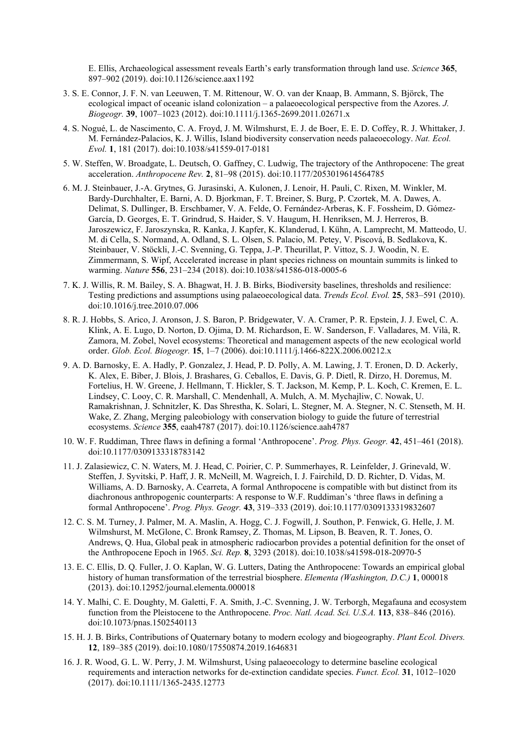E. Ellis, Archaeological assessment reveals Earth's early transformation through land use. *Science* **365**, 897–902 (2019). doi:10.1126/science.aax1192

3. S. E. Connor, J. F. N. van Leeuwen, T. M. Rittenour, W. O. van der Knaap, B. Ammann, S. Björck, The ecological impact of oceanic island colonization – a palaeoecological perspective from the Azores. *J. Biogeogr.* **39**, 1007–1023 (2012). doi:10.1111/j.1365-2699.2011.02671.x
4. S. Nogué, L. de Nascimento, C. A. Froyd, J. M. Wilmshurst, E. J. de Boer, E. E. D. Coffey, R. J. Whittaker, J. M. Fernández-Palacios, K. J. Willis, Island biodiversity conservation needs palaeoecology. *Nat. Ecol. Evol.* **1**, 181 (2017). doi:10.1038/s41559-017-0181
5. W. Steffen, W. Broadgate, L. Deutsch, O. Gaffney, C. Ludwig, The trajectory of the Anthropocene: The great acceleration. *Anthropocene Rev.* **2**, 81–98 (2015). doi:10.1177/2053019614564785
6. M. J. Steinbauer, J.-A. Grytnes, G. Jurasinski, A. Kulonen, J. Lenoir, H. Pauli, C. Rixen, M. Winkler, M. Bardy-Durchhalter, E. Barni, A. D. Bjorkman, F. T. Breiner, S. Burg, P. Czortek, M. A. Dawes, A. Delimat, S. Dullinger, B. Erschbamer, V. A. Felde, O. Fernández-Arberas, K. F. Fossheim, D. Gómez-García, D. Georges, E. T. Grindrud, S. Haider, S. V. Haugum, H. Henriksen, M. J. Herreros, B. Jaroszewicz, F. Jaroszynska, R. Kanka, J. Kapfer, K. Klanderud, I. Kühn, A. Lamprecht, M. Matteodo, U. M. di Cella, S. Normand, A. Odland, S. L. Olsen, S. Palacio, M. Petey, V. Piscová, B. Sedlakova, K. Steinbauer, V. Stöckli, J.-C. Svenning, G. Teppa, J.-P. Theurillat, P. Vittoz, S. J. Woodin, N. E. Zimmermann, S. Wipf, Accelerated increase in plant species richness on mountain summits is linked to warming. *Nature* **556**, 231–234 (2018). doi:10.1038/s41586-018-0005-6
7. K. J. Willis, R. M. Bailey, S. A. Bhagwat, H. J. B. Birks, Biodiversity baselines, thresholds and resilience: Testing predictions and assumptions using palaeoecological data. *Trends Ecol. Evol.* **25**, 583–591 (2010). doi:10.1016/j.tree.2010.07.006
8. R. J. Hobbs, S. Arico, J. Aronson, J. S. Baron, P. Bridgewater, V. A. Cramer, P. R. Epstein, J. J. Ewel, C. A. Klink, A. E. Lugo, D. Norton, D. Ojima, D. M. Richardson, E. W. Sanderson, F. Valladares, M. Vilà, R. Zamora, M. Zobel, Novel ecosystems: Theoretical and management aspects of the new ecological world order. *Glob. Ecol. Biogeogr.* **15**, 1–7 (2006). doi:10.1111/j.1466-822X.2006.00212.x
9. A. D. Barnosky, E. A. Hadly, P. Gonzalez, J. Head, P. D. Polly, A. M. Lawing, J. T. Eronen, D. D. Ackerly, K. Alex, E. Biber, J. Blois, J. Brashares, G. Ceballos, E. Davis, G. P. Dietl, R. Dirzo, H. Doremus, M. Fortelius, H. W. Greene, J. Hellmann, T. Hickler, S. T. Jackson, M. Kemp, P. L. Koch, C. Kremen, E. L. Lindsey, C. Looy, C. R. Marshall, C. Mendenhall, A. Mulch, A. M. Mychajliw, C. Nowak, U. Ramakrishnan, J. Schnitzler, K. Das Shrestha, K. Solari, L. Stegner, M. A. Stegner, N. C. Stenseth, M. H. Wake, Z. Zhang, Merging paleobiology with conservation biology to guide the future of terrestrial ecosystems. *Science* **355**, eaah4787 (2017). doi:10.1126/science.aah4787
10. W. F. Ruddiman, Three flaws in defining a formal 'Anthropocene'. *Prog. Phys. Geogr.* **42**, 451–461 (2018). doi:10.1177/0309133318783142
11. J. Zalasiewicz, C. N. Waters, M. J. Head, C. Poirier, C. P. Summerhayes, R. Leinfelder, J. Grinevald, W. Steffen, J. Syvitski, P. Haff, J. R. McNeill, M. Wagreich, I. J. Fairchild, D. D. Richter, D. Vidas, M. Williams, A. D. Barnosky, A. Cearreta, A formal Anthropocene is compatible with but distinct from its diachronous anthropogenic counterparts: A response to W.F. Ruddiman's 'three flaws in defining a formal Anthropocene'. *Prog. Phys. Geogr.* **43**, 319–333 (2019). doi:10.1177/0309133319832607
12. C. S. M. Turney, J. Palmer, M. A. Maslin, A. Hogg, C. J. Fogwill, J. Southon, P. Fenwick, G. Helle, J. M. Wilmshurst, M. McGlone, C. Bronk Ramsey, Z. Thomas, M. Lipson, B. Beaven, R. T. Jones, O. Andrews, Q. Hua, Global peak in atmospheric radiocarbon provides a potential definition for the onset of the Anthropocene Epoch in 1965. *Sci. Rep.* **8**, 3293 (2018). doi:10.1038/s41598-018-20970-5
13. E. C. Ellis, D. Q. Fuller, J. O. Kaplan, W. G. Lutters, Dating the Anthropocene: Towards an empirical global history of human transformation of the terrestrial biosphere. *Elementa (Washington, D.C.)* **1**, 000018 (2013). doi:10.12952/journal.elementa.000018
14. Y. Malhi, C. E. Doughty, M. Galetti, F. A. Smith, J.-C. Svenning, J. W. Terborgh, Megafauna and ecosystem function from the Pleistocene to the Anthropocene. *Proc. Natl. Acad. Sci. U.S.A.* **113**, 838–846 (2016). doi:10.1073/pnas.1502540113
15. H. J. B. Birks, Contributions of Quaternary botany to modern ecology and biogeography. *Plant Ecol. Divers.* **12**, 189–385 (2019). doi:10.1080/17550874.2019.1646831
16. J. R. Wood, G. L. W. Perry, J. M. Wilmshurst, Using palaeoecology to determine baseline ecological requirements and interaction networks for de-extinction candidate species. *Funct. Ecol.* **31**, 1012–1020 (2017). doi:10.1111/1365-2435.12773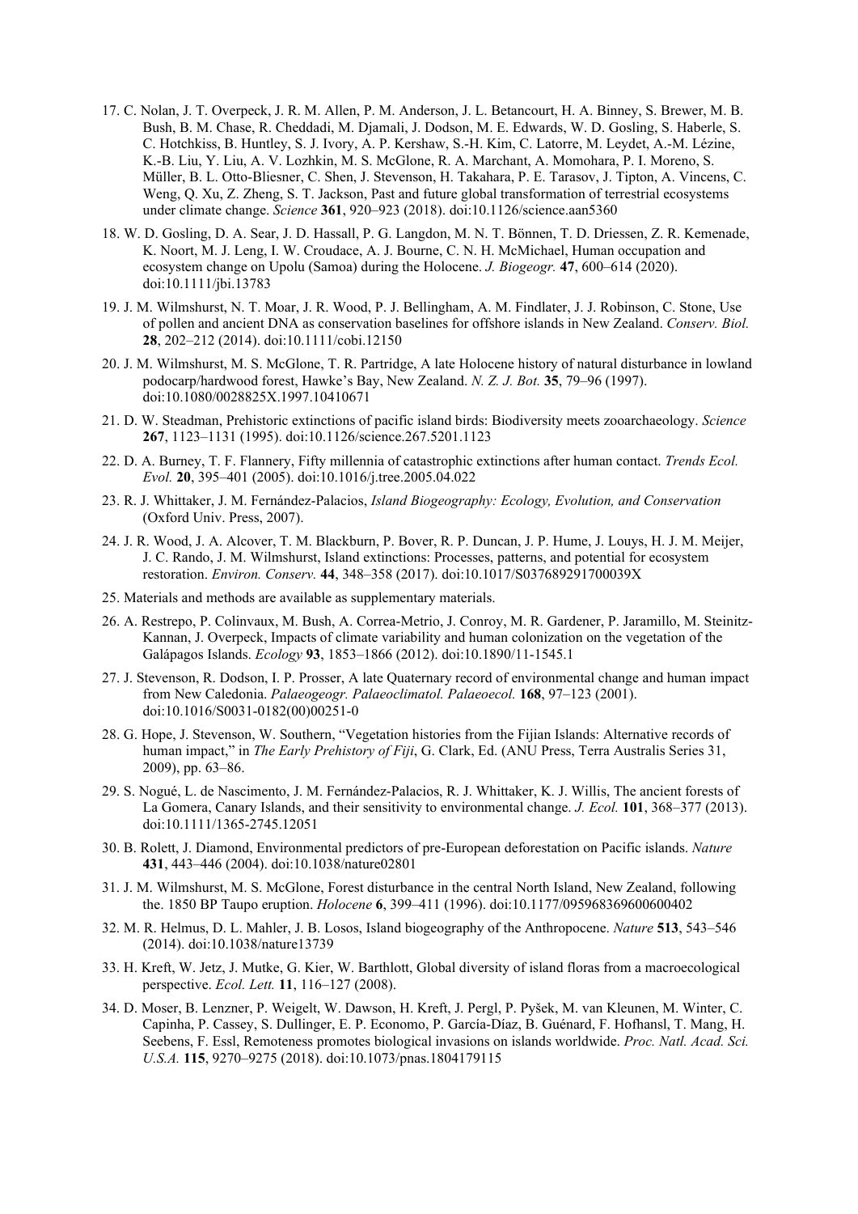17. C. Nolan, J. T. Overpeck, J. R. M. Allen, P. M. Anderson, J. L. Betancourt, H. A. Binney, S. Brewer, M. B. Bush, B. M. Chase, R. Cheddadi, M. Djamali, J. Dodson, M. E. Edwards, W. D. Gosling, S. Haberle, S. C. Hotchkiss, B. Huntley, S. J. Ivory, A. P. Kershaw, S.-H. Kim, C. Latorre, M. Leydet, A.-M. Lézine, K.-B. Liu, Y. Liu, A. V. Lozhkin, M. S. McGlone, R. A. Marchant, A. Momohara, P. I. Moreno, S. Müller, B. L. Otto-Bliesner, C. Shen, J. Stevenson, H. Takahara, P. E. Tarasov, J. Tipton, A. Vincens, C. Weng, Q. Xu, Z. Zheng, S. T. Jackson, Past and future global transformation of terrestrial ecosystems under climate change. *Science* **361**, 920–923 (2018). doi:10.1126/science.aan5360

18. W. D. Gosling, D. A. Sear, J. D. Hassall, P. G. Langdon, M. N. T. Bönnen, T. D. Driessen, Z. R. Kemenade, K. Noort, M. J. Leng, I. W. Croudace, A. J. Bourne, C. N. H. McMichael, Human occupation and ecosystem change on Upolu (Samoa) during the Holocene. *J. Biogeogr.* **47**, 600–614 (2020). doi:10.1111/jbi.13783

19. J. M. Wilmshurst, N. T. Moar, J. R. Wood, P. J. Bellingham, A. M. Findlater, J. J. Robinson, C. Stone, Use of pollen and ancient DNA as conservation baselines for offshore islands in New Zealand. *Conserv. Biol.* **28**, 202–212 (2014). doi:10.1111/cobi.12150

20. J. M. Wilmshurst, M. S. McGlone, T. R. Partridge, A late Holocene history of natural disturbance in lowland podocarp/hardwood forest, Hawke's Bay, New Zealand. *N. Z. J. Bot.* **35**, 79–96 (1997). doi:10.1080/0028825X.1997.10410671

21. D. W. Steadman, Prehistoric extinctions of pacific island birds: Biodiversity meets zooarchaeology. *Science* **267**, 1123–1131 (1995). doi:10.1126/science.267.5201.1123

22. D. A. Burney, T. F. Flannery, Fifty millennia of catastrophic extinctions after human contact. *Trends Ecol. Evol.* **20**, 395–401 (2005). doi:10.1016/j.tree.2005.04.022

23. R. J. Whittaker, J. M. Fernández-Palacios, *Island Biogeography: Ecology, Evolution, and Conservation* (Oxford Univ. Press, 2007).

24. J. R. Wood, J. A. Alcover, T. M. Blackburn, P. Bover, R. P. Duncan, J. P. Hume, J. Louys, H. J. M. Meijer, J. C. Rando, J. M. Wilmshurst, Island extinctions: Processes, patterns, and potential for ecosystem restoration. *Environ. Conserv.* **44**, 348–358 (2017). doi:10.1017/S037689291700039X

25. Materials and methods are available as supplementary materials.

26. A. Restrepo, P. Colinvaux, M. Bush, A. Correa-Metrio, J. Conroy, M. R. Gardener, P. Jaramillo, M. Steinitz-Kannan, J. Overpeck, Impacts of climate variability and human colonization on the vegetation of the Galápagos Islands. *Ecology* **93**, 1853–1866 (2012). doi:10.1890/11-1545.1

27. J. Stevenson, R. Dodson, I. P. Prosser, A late Quaternary record of environmental change and human impact from New Caledonia. *Palaeogeogr. Palaeoclimatol. Palaeoecol.* **168**, 97–123 (2001). doi:10.1016/S0031-0182(00)00251-0

28. G. Hope, J. Stevenson, W. Southern, "Vegetation histories from the Fijian Islands: Alternative records of human impact," in *The Early Prehistory of Fiji*, G. Clark, Ed. (ANU Press, Terra Australis Series 31, 2009), pp. 63–86.

29. S. Nogué, L. de Nascimento, J. M. Fernández-Palacios, R. J. Whittaker, K. J. Willis, The ancient forests of La Gomera, Canary Islands, and their sensitivity to environmental change. *J. Ecol.* **101**, 368–377 (2013). doi:10.1111/1365-2745.12051

30. B. Rolett, J. Diamond, Environmental predictors of pre-European deforestation on Pacific islands. *Nature* **431**, 443–446 (2004). doi:10.1038/nature02801

31. J. M. Wilmshurst, M. S. McGlone, Forest disturbance in the central North Island, New Zealand, following the. 1850 BP Taupo eruption. *Holocene* **6**, 399–411 (1996). doi:10.1177/095968369600600402

32. M. R. Helmus, D. L. Mahler, J. B. Losos, Island biogeography of the Anthropocene. *Nature* **513**, 543–546 (2014). doi:10.1038/nature13739

33. H. Kreft, W. Jetz, J. Mutke, G. Kier, W. Barthlott, Global diversity of island floras from a macroecological perspective. *Ecol. Lett.* **11**, 116–127 (2008).

34. D. Moser, B. Lenzner, P. Weigelt, W. Dawson, H. Kreft, J. Pergl, P. Pyšek, M. van Kleunen, M. Winter, C. Capinha, P. Cassey, S. Dullinger, E. P. Economo, P. García-Díaz, B. Guénard, F. Hofhansl, T. Mang, H. Seebens, F. Essl, Remoteness promotes biological invasions on islands worldwide. *Proc. Natl. Acad. Sci. U.S.A.* **115**, 9270–9275 (2018). doi:10.1073/pnas.1804179115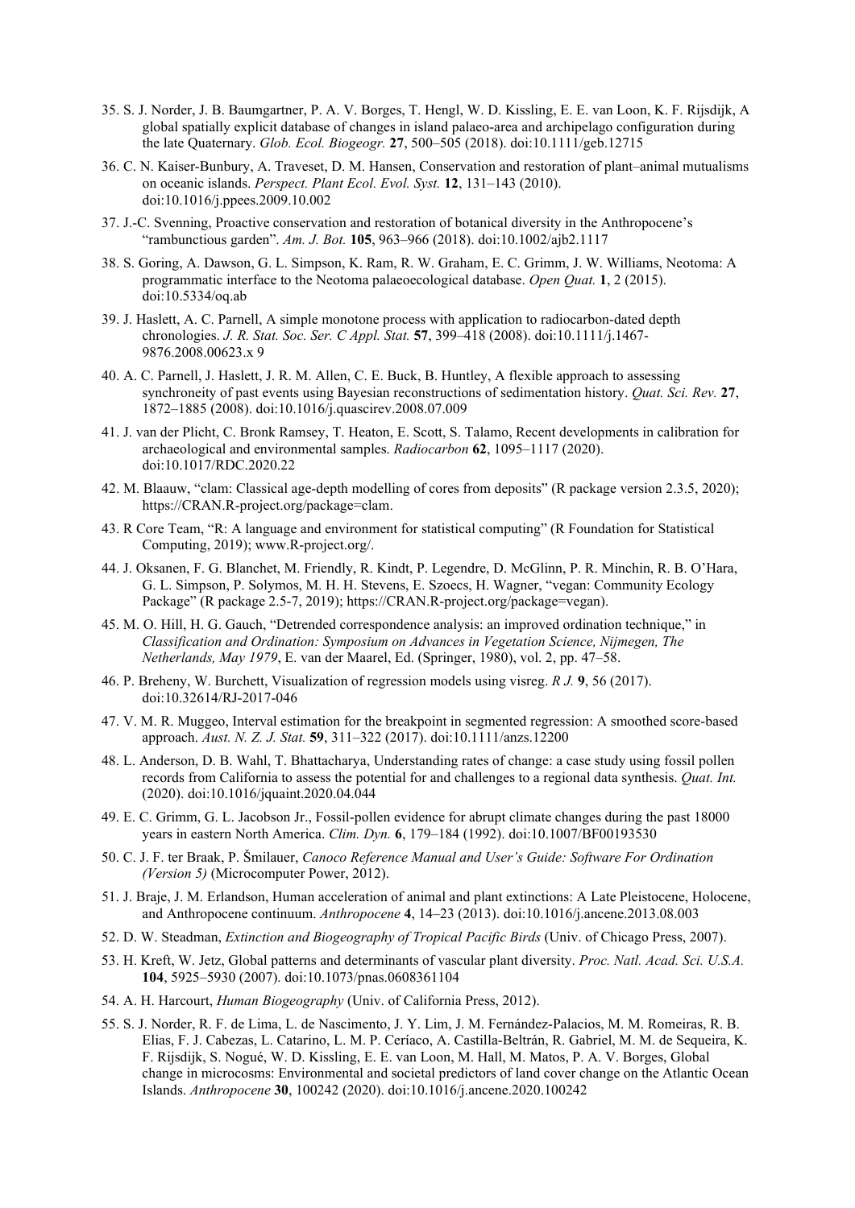35. S. J. Norder, J. B. Baumgartner, P. A. V. Borges, T. Hengl, W. D. Kissling, E. E. van Loon, K. F. Rijsdijk, A global spatially explicit database of changes in island palaeo-area and archipelago configuration during the late Quaternary. *Glob. Ecol. Biogeogr.* **27**, 500–505 (2018). doi:10.1111/geb.12715

36. C. N. Kaiser-Bunbury, A. Traveset, D. M. Hansen, Conservation and restoration of plant–animal mutualisms on oceanic islands. *Perspect. Plant Ecol. Evol. Syst.* **12**, 131–143 (2010). doi:10.1016/j.ppees.2009.10.002

37. J.-C. Svenning, Proactive conservation and restoration of botanical diversity in the Anthropocene's "rambunctious garden". *Am. J. Bot.* **105**, 963–966 (2018). doi:10.1002/ajb2.1117

38. S. Goring, A. Dawson, G. L. Simpson, K. Ram, R. W. Graham, E. C. Grimm, J. W. Williams, Neotoma: A programmatic interface to the Neotoma palaeoecological database. *Open Quat.* **1**, 2 (2015). doi:10.5334/oq.ab

39. J. Haslett, A. C. Parnell, A simple monotone process with application to radiocarbon-dated depth chronologies. *J. R. Stat. Soc. Ser. C Appl. Stat.* **57**, 399–418 (2008). doi:10.1111/j.1467-9876.2008.00623.x 9

40. A. C. Parnell, J. Haslett, J. R. M. Allen, C. E. Buck, B. Huntley, A flexible approach to assessing synchroneity of past events using Bayesian reconstructions of sedimentation history. *Quat. Sci. Rev.* **27**, 1872–1885 (2008). doi:10.1016/j.quascirev.2008.07.009

41. J. van der Plicht, C. Bronk Ramsey, T. Heaton, E. Scott, S. Talamo, Recent developments in calibration for archaeological and environmental samples. *Radiocarbon* **62**, 1095–1117 (2020). doi:10.1017/RDC.2020.22

42. M. Blaauw, "clam: Classical age-depth modelling of cores from deposits" (R package version 2.3.5, 2020); https://CRAN.R-project.org/package=clam.

43. R Core Team, "R: A language and environment for statistical computing" (R Foundation for Statistical Computing, 2019); www.R-project.org/.

44. J. Oksanen, F. G. Blanchet, M. Friendly, R. Kindt, P. Legendre, D. McGlinn, P. R. Minchin, R. B. O'Hara, G. L. Simpson, P. Solymos, M. H. H. Stevens, E. Szoecs, H. Wagner, "vegan: Community Ecology Package" (R package 2.5-7, 2019); https://CRAN.R-project.org/package=vegan).

45. M. O. Hill, H. G. Gauch, "Detrended correspondence analysis: an improved ordination technique," in *Classification and Ordination: Symposium on Advances in Vegetation Science, Nijmegen, The Netherlands, May 1979*, E. van der Maarel, Ed. (Springer, 1980), vol. 2, pp. 47–58.

46. P. Breheny, W. Burchett, Visualization of regression models using visreg. *R J.* **9**, 56 (2017). doi:10.32614/RJ-2017-046

47. V. M. R. Muggeo, Interval estimation for the breakpoint in segmented regression: A smoothed score-based approach. *Aust. N. Z. J. Stat.* **59**, 311–322 (2017). doi:10.1111/anzs.12200

48. L. Anderson, D. B. Wahl, T. Bhattacharya, Understanding rates of change: a case study using fossil pollen records from California to assess the potential for and challenges to a regional data synthesis. *Quat. Int.* (2020). doi:10.1016/jquaint.2020.04.044

49. E. C. Grimm, G. L. Jacobson Jr., Fossil-pollen evidence for abrupt climate changes during the past 18000 years in eastern North America. *Clim. Dyn.* **6**, 179–184 (1992). doi:10.1007/BF00193530

50. C. J. F. ter Braak, P. Šmilauer, *Canoco Reference Manual and User's Guide: Software For Ordination (Version 5)* (Microcomputer Power, 2012).

51. J. Braje, J. M. Erlandson, Human acceleration of animal and plant extinctions: A Late Pleistocene, Holocene, and Anthropocene continuum. *Anthropocene* **4**, 14–23 (2013). doi:10.1016/j.ancene.2013.08.003

52. D. W. Steadman, *Extinction and Biogeography of Tropical Pacific Birds* (Univ. of Chicago Press, 2007).

53. H. Kreft, W. Jetz, Global patterns and determinants of vascular plant diversity. *Proc. Natl. Acad. Sci. U.S.A.* **104**, 5925–5930 (2007). doi:10.1073/pnas.0608361104

54. A. H. Harcourt, *Human Biogeography* (Univ. of California Press, 2012).

55. S. J. Norder, R. F. de Lima, L. de Nascimento, J. Y. Lim, J. M. Fernández-Palacios, M. M. Romeiras, R. B. Elias, F. J. Cabezas, L. Catarino, L. M. P. Ceríaco, A. Castilla-Beltrán, R. Gabriel, M. M. de Sequeira, K. F. Rijsdijk, S. Nogué, W. D. Kissling, E. E. van Loon, M. Hall, M. Matos, P. A. V. Borges, Global change in microcosms: Environmental and societal predictors of land cover change on the Atlantic Ocean Islands. *Anthropocene* **30**, 100242 (2020). doi:10.1016/j.ancene.2020.100242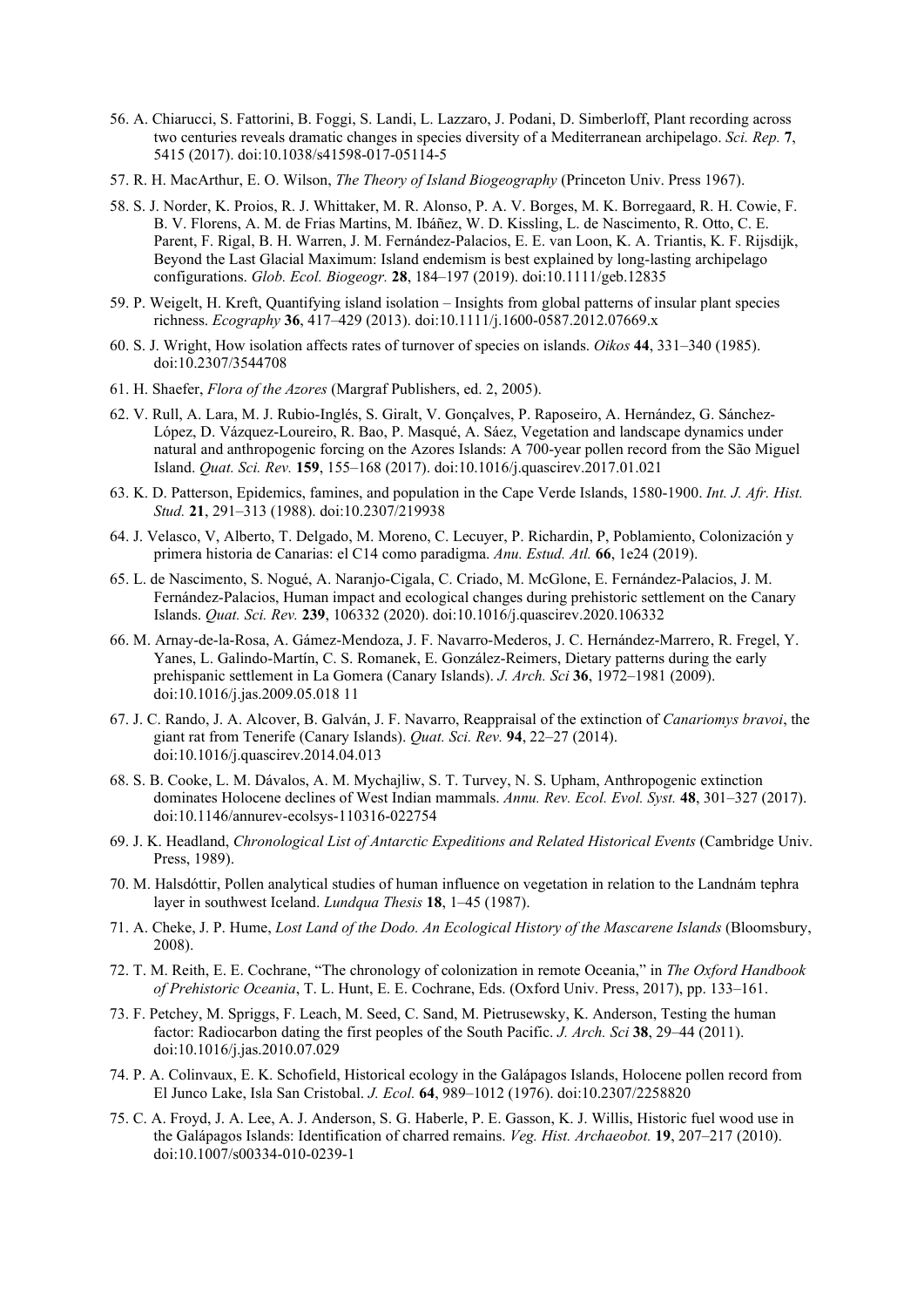56. A. Chiarucci, S. Fattorini, B. Foggi, S. Landi, L. Lazzaro, J. Podani, D. Simberloff, Plant recording across two centuries reveals dramatic changes in species diversity of a Mediterranean archipelago. *Sci. Rep.* **7**, 5415 (2017). doi:10.1038/s41598-017-05114-5

57. R. H. MacArthur, E. O. Wilson, *The Theory of Island Biogeography* (Princeton Univ. Press 1967).

58. S. J. Norder, K. Proios, R. J. Whittaker, M. R. Alonso, P. A. V. Borges, M. K. Borregaard, R. H. Cowie, F. B. V. Florens, A. M. de Frias Martins, M. Ibáñez, W. D. Kissling, L. de Nascimento, R. Otto, C. E. Parent, F. Rigal, B. H. Warren, J. M. Fernández-Palacios, E. E. van Loon, K. A. Triantis, K. F. Rijsdijk, Beyond the Last Glacial Maximum: Island endemism is best explained by long-lasting archipelago configurations. *Glob. Ecol. Biogeogr.* **28**, 184–197 (2019). doi:10.1111/geb.12835

59. P. Weigelt, H. Kreft, Quantifying island isolation – Insights from global patterns of insular plant species richness. *Ecography* **36**, 417–429 (2013). doi:10.1111/j.1600-0587.2012.07669.x

60. S. J. Wright, How isolation affects rates of turnover of species on islands. *Oikos* **44**, 331–340 (1985). doi:10.2307/3544708

61. H. Shaefer, *Flora of the Azores* (Margraf Publishers, ed. 2, 2005).

62. V. Rull, A. Lara, M. J. Rubio-Inglés, S. Giralt, V. Gonçalves, P. Raposeiro, A. Hernández, G. Sánchez-López, D. Vázquez-Loureiro, R. Bao, P. Masqué, A. Sáez, Vegetation and landscape dynamics under natural and anthropogenic forcing on the Azores Islands: A 700-year pollen record from the São Miguel Island. *Quat. Sci. Rev.* **159**, 155–168 (2017). doi:10.1016/j.quascirev.2017.01.021

63. K. D. Patterson, Epidemics, famines, and population in the Cape Verde Islands, 1580-1900. *Int. J. Afr. Hist. Stud.* **21**, 291–313 (1988). doi:10.2307/219938

64. J. Velasco, V, Alberto, T. Delgado, M. Moreno, C. Lecuyer, P. Richardin, P, Poblamiento, Colonización y primera historia de Canarias: el C14 como paradigma. *Anu. Estud. Atl.* **66**, 1e24 (2019).

65. L. de Nascimento, S. Nogué, A. Naranjo-Cigala, C. Criado, M. McGlone, E. Fernández-Palacios, J. M. Fernández-Palacios, Human impact and ecological changes during prehistoric settlement on the Canary Islands. *Quat. Sci. Rev.* **239**, 106332 (2020). doi:10.1016/j.quascirev.2020.106332

66. M. Arnay-de-la-Rosa, A. Gámez-Mendoza, J. F. Navarro-Mederos, J. C. Hernández-Marrero, R. Fregel, Y. Yanes, L. Galindo-Martín, C. S. Romanek, E. González-Reimers, Dietary patterns during the early prehispanic settlement in La Gomera (Canary Islands). *J. Arch. Sci* **36**, 1972–1981 (2009). doi:10.1016/j.jas.2009.05.018 11

67. J. C. Rando, J. A. Alcover, B. Galván, J. F. Navarro, Reappraisal of the extinction of *Canariomys bravoi*, the giant rat from Tenerife (Canary Islands). *Quat. Sci. Rev.* **94**, 22–27 (2014). doi:10.1016/j.quascirev.2014.04.013

68. S. B. Cooke, L. M. Dávalos, A. M. Mychajliw, S. T. Turvey, N. S. Upham, Anthropogenic extinction dominates Holocene declines of West Indian mammals. *Annu. Rev. Ecol. Evol. Syst.* **48**, 301–327 (2017). doi:10.1146/annurev-ecolsys-110316-022754

69. J. K. Headland, *Chronological List of Antarctic Expeditions and Related Historical Events* (Cambridge Univ. Press, 1989).

70. M. Halsdóttir, Pollen analytical studies of human influence on vegetation in relation to the Landnám tephra layer in southwest Iceland. *Lundqua Thesis* **18**, 1–45 (1987).

71. A. Cheke, J. P. Hume, *Lost Land of the Dodo. An Ecological History of the Mascarene Islands* (Bloomsbury, 2008).

72. T. M. Reith, E. E. Cochrane, "The chronology of colonization in remote Oceania," in *The Oxford Handbook of Prehistoric Oceania*, T. L. Hunt, E. E. Cochrane, Eds. (Oxford Univ. Press, 2017), pp. 133–161.

73. F. Petchey, M. Spriggs, F. Leach, M. Seed, C. Sand, M. Pietrusewsky, K. Anderson, Testing the human factor: Radiocarbon dating the first peoples of the South Pacific. *J. Arch. Sci* **38**, 29–44 (2011). doi:10.1016/j.jas.2010.07.029

74. P. A. Colinvaux, E. K. Schofield, Historical ecology in the Galápagos Islands, Holocene pollen record from El Junco Lake, Isla San Cristobal. *J. Ecol.* **64**, 989–1012 (1976). doi:10.2307/2258820

75. C. A. Froyd, J. A. Lee, A. J. Anderson, S. G. Haberle, P. E. Gasson, K. J. Willis, Historic fuel wood use in the Galápagos Islands: Identification of charred remains. *Veg. Hist. Archaeobot.* **19**, 207–217 (2010). doi:10.1007/s00334-010-0239-1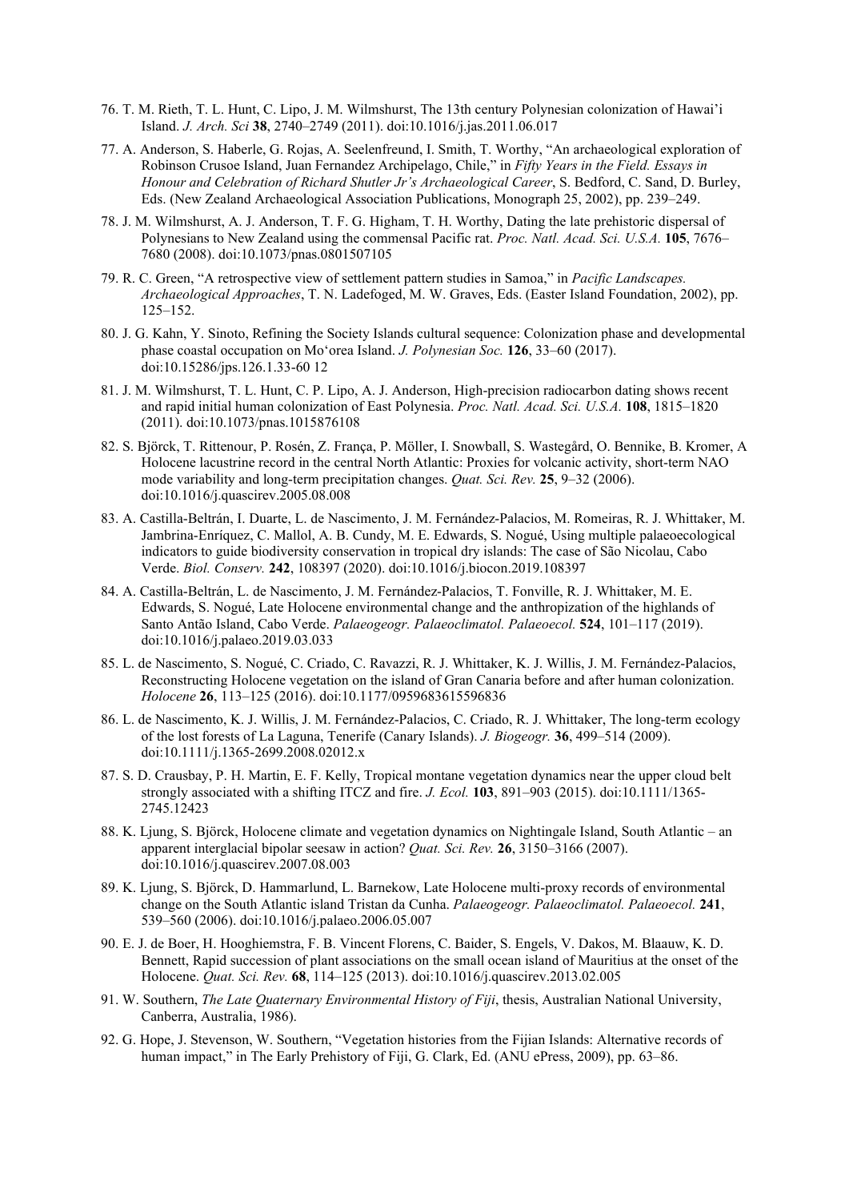76. T. M. Rieth, T. L. Hunt, C. Lipo, J. M. Wilmshurst, The 13th century Polynesian colonization of Hawai'i Island. *J. Arch. Sci* **38**, 2740–2749 (2011). doi:10.1016/j.jas.2011.06.017

77. A. Anderson, S. Haberle, G. Rojas, A. Seelenfreund, I. Smith, T. Worthy, "An archaeological exploration of Robinson Crusoe Island, Juan Fernandez Archipelago, Chile," in *Fifty Years in the Field. Essays in Honour and Celebration of Richard Shutler Jr's Archaeological Career*, S. Bedford, C. Sand, D. Burley, Eds. (New Zealand Archaeological Association Publications, Monograph 25, 2002), pp. 239–249.

78. J. M. Wilmshurst, A. J. Anderson, T. F. G. Higham, T. H. Worthy, Dating the late prehistoric dispersal of Polynesians to New Zealand using the commensal Pacific rat. *Proc. Natl. Acad. Sci. U.S.A.* **105**, 7676–7680 (2008). doi:10.1073/pnas.0801507105

79. R. C. Green, "A retrospective view of settlement pattern studies in Samoa," in *Pacific Landscapes. Archaeological Approaches*, T. N. Ladefoged, M. W. Graves, Eds. (Easter Island Foundation, 2002), pp. 125–152.

80. J. G. Kahn, Y. Sinoto, Refining the Society Islands cultural sequence: Colonization phase and developmental phase coastal occupation on Mo'orea Island. *J. Polynesian Soc.* **126**, 33–60 (2017). doi:10.15286/jps.126.1.33-60 12

81. J. M. Wilmshurst, T. L. Hunt, C. P. Lipo, A. J. Anderson, High-precision radiocarbon dating shows recent and rapid initial human colonization of East Polynesia. *Proc. Natl. Acad. Sci. U.S.A.* **108**, 1815–1820 (2011). doi:10.1073/pnas.1015876108

82. S. Björck, T. Rittenour, P. Rosén, Z. França, P. Möller, I. Snowball, S. Wastegård, O. Bennike, B. Kromer, A Holocene lacustrine record in the central North Atlantic: Proxies for volcanic activity, short-term NAO mode variability and long-term precipitation changes. *Quat. Sci. Rev.* **25**, 9–32 (2006). doi:10.1016/j.quascirev.2005.08.008

83. A. Castilla-Beltrán, I. Duarte, L. de Nascimento, J. M. Fernández-Palacios, M. Romeiras, R. J. Whittaker, M. Jambrina-Enríquez, C. Mallol, A. B. Cundy, M. E. Edwards, S. Nogué, Using multiple palaeoecological indicators to guide biodiversity conservation in tropical dry islands: The case of São Nicolau, Cabo Verde. *Biol. Conserv.* **242**, 108397 (2020). doi:10.1016/j.biocon.2019.108397

84. A. Castilla-Beltrán, L. de Nascimento, J. M. Fernández-Palacios, T. Fonville, R. J. Whittaker, M. E. Edwards, S. Nogué, Late Holocene environmental change and the anthropization of the highlands of Santo Antão Island, Cabo Verde. *Palaeogeogr. Palaeoclimatol. Palaeoecol.* **524**, 101–117 (2019). doi:10.1016/j.palaeo.2019.03.033

85. L. de Nascimento, S. Nogué, C. Criado, C. Ravazzi, R. J. Whittaker, K. J. Willis, J. M. Fernández-Palacios, Reconstructing Holocene vegetation on the island of Gran Canaria before and after human colonization. *Holocene* **26**, 113–125 (2016). doi:10.1177/0959683615596836

86. L. de Nascimento, K. J. Willis, J. M. Fernández-Palacios, C. Criado, R. J. Whittaker, The long-term ecology of the lost forests of La Laguna, Tenerife (Canary Islands). *J. Biogeogr.* **36**, 499–514 (2009). doi:10.1111/j.1365-2699.2008.02012.x

87. S. D. Crausbay, P. H. Martin, E. F. Kelly, Tropical montane vegetation dynamics near the upper cloud belt strongly associated with a shifting ITCZ and fire. *J. Ecol.* **103**, 891–903 (2015). doi:10.1111/1365-2745.12423

88. K. Ljung, S. Björck, Holocene climate and vegetation dynamics on Nightingale Island, South Atlantic – an apparent interglacial bipolar seesaw in action? *Quat. Sci. Rev.* **26**, 3150–3166 (2007). doi:10.1016/j.quascirev.2007.08.003

89. K. Ljung, S. Björck, D. Hammarlund, L. Barnekow, Late Holocene multi-proxy records of environmental change on the South Atlantic island Tristan da Cunha. *Palaeogeogr. Palaeoclimatol. Palaeoecol.* **241**, 539–560 (2006). doi:10.1016/j.palaeo.2006.05.007

90. E. J. de Boer, H. Hooghiemstra, F. B. Vincent Florens, C. Baider, S. Engels, V. Dakos, M. Blaauw, K. D. Bennett, Rapid succession of plant associations on the small ocean island of Mauritius at the onset of the Holocene. *Quat. Sci. Rev.* **68**, 114–125 (2013). doi:10.1016/j.quascirev.2013.02.005

91. W. Southern, *The Late Quaternary Environmental History of Fiji*, thesis, Australian National University, Canberra, Australia, 1986).

92. G. Hope, J. Stevenson, W. Southern, "Vegetation histories from the Fijian Islands: Alternative records of human impact," in The Early Prehistory of Fiji, G. Clark, Ed. (ANU ePress, 2009), pp. 63–86.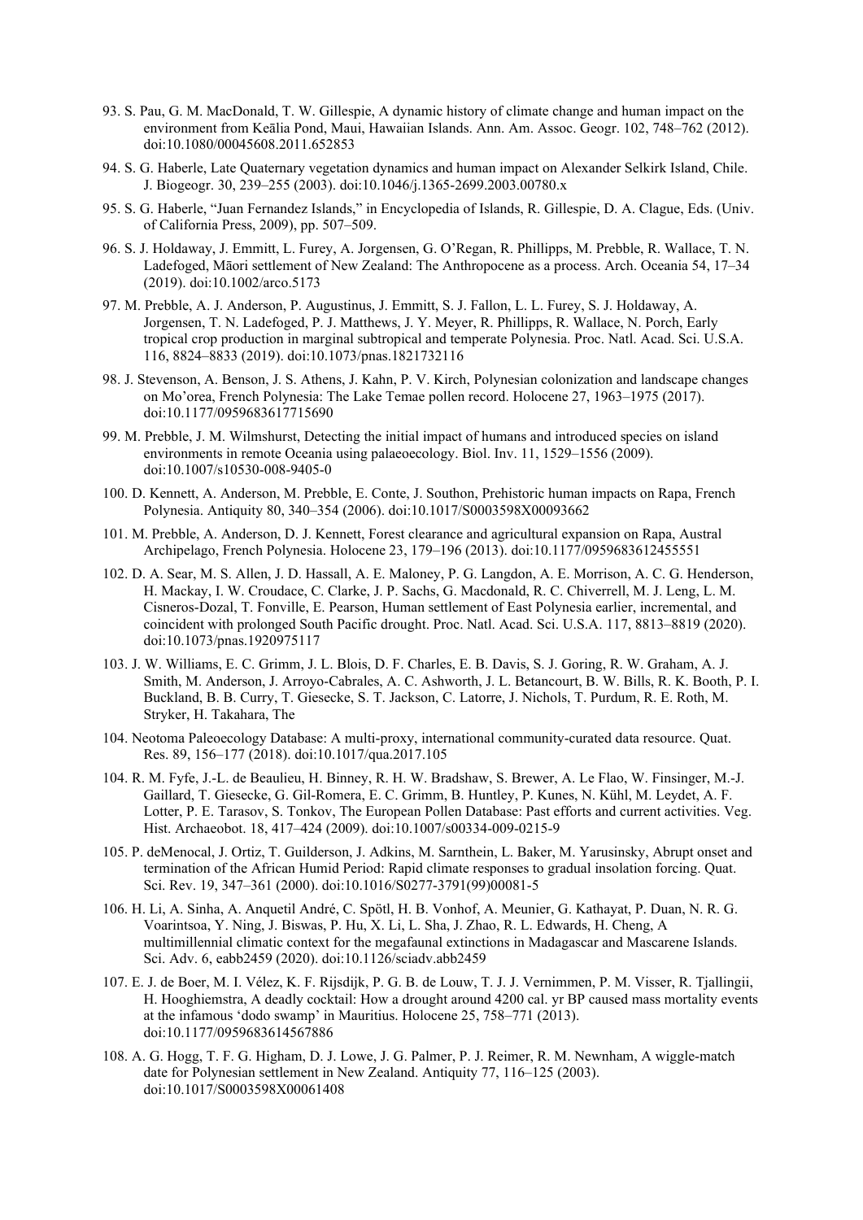93. S. Pau, G. M. MacDonald, T. W. Gillespie, A dynamic history of climate change and human impact on the environment from Keālia Pond, Maui, Hawaiian Islands. Ann. Am. Assoc. Geogr. 102, 748–762 (2012). doi:10.1080/00045608.2011.652853

94. S. G. Haberle, Late Quaternary vegetation dynamics and human impact on Alexander Selkirk Island, Chile. J. Biogeogr. 30, 239–255 (2003). doi:10.1046/j.1365-2699.2003.00780.x

95. S. G. Haberle, "Juan Fernandez Islands," in Encyclopedia of Islands, R. Gillespie, D. A. Clague, Eds. (Univ. of California Press, 2009), pp. 507–509.

96. S. J. Holdaway, J. Emmitt, L. Furey, A. Jorgensen, G. O'Regan, R. Phillipps, M. Prebble, R. Wallace, T. N. Ladefoged, Māori settlement of New Zealand: The Anthropocene as a process. Arch. Oceania 54, 17–34 (2019). doi:10.1002/arco.5173

97. M. Prebble, A. J. Anderson, P. Augustinus, J. Emmitt, S. J. Fallon, L. L. Furey, S. J. Holdaway, A. Jorgensen, T. N. Ladefoged, P. J. Matthews, J. Y. Meyer, R. Phillipps, R. Wallace, N. Porch, Early tropical crop production in marginal subtropical and temperate Polynesia. Proc. Natl. Acad. Sci. U.S.A. 116, 8824–8833 (2019). doi:10.1073/pnas.1821732116

98. J. Stevenson, A. Benson, J. S. Athens, J. Kahn, P. V. Kirch, Polynesian colonization and landscape changes on Mo'orea, French Polynesia: The Lake Temae pollen record. Holocene 27, 1963–1975 (2017). doi:10.1177/0959683617715690

99. M. Prebble, J. M. Wilmshurst, Detecting the initial impact of humans and introduced species on island environments in remote Oceania using palaeoecology. Biol. Inv. 11, 1529–1556 (2009). doi:10.1007/s10530-008-9405-0

100. D. Kennett, A. Anderson, M. Prebble, E. Conte, J. Southon, Prehistoric human impacts on Rapa, French Polynesia. Antiquity 80, 340–354 (2006). doi:10.1017/S0003598X00093662

101. M. Prebble, A. Anderson, D. J. Kennett, Forest clearance and agricultural expansion on Rapa, Austral Archipelago, French Polynesia. Holocene 23, 179–196 (2013). doi:10.1177/0959683612455551

102. D. A. Sear, M. S. Allen, J. D. Hassall, A. E. Maloney, P. G. Langdon, A. E. Morrison, A. C. G. Henderson, H. Mackay, I. W. Croudace, C. Clarke, J. P. Sachs, G. Macdonald, R. C. Chiverrell, M. J. Leng, L. M. Cisneros-Dozal, T. Fonville, E. Pearson, Human settlement of East Polynesia earlier, incremental, and coincident with prolonged South Pacific drought. Proc. Natl. Acad. Sci. U.S.A. 117, 8813–8819 (2020). doi:10.1073/pnas.1920975117

103. J. W. Williams, E. C. Grimm, J. L. Blois, D. F. Charles, E. B. Davis, S. J. Goring, R. W. Graham, A. J. Smith, M. Anderson, J. Arroyo-Cabrales, A. C. Ashworth, J. L. Betancourt, B. W. Bills, R. K. Booth, P. I. Buckland, B. B. Curry, T. Giesecke, S. T. Jackson, C. Latorre, J. Nichols, T. Purdum, R. E. Roth, M. Stryker, H. Takahara, The

104. Neotoma Paleoecology Database: A multi-proxy, international community-curated data resource. Quat. Res. 89, 156–177 (2018). doi:10.1017/qua.2017.105

104. R. M. Fyfe, J.-L. de Beaulieu, H. Binney, R. H. W. Bradshaw, S. Brewer, A. Le Flao, W. Finsinger, M.-J. Gaillard, T. Giesecke, G. Gil-Romera, E. C. Grimm, B. Huntley, P. Kunes, N. Kühl, M. Leydet, A. F. Lotter, P. E. Tarasov, S. Tonkov, The European Pollen Database: Past efforts and current activities. Veg. Hist. Archaeobot. 18, 417–424 (2009). doi:10.1007/s00334-009-0215-9

105. P. deMenocal, J. Ortiz, T. Guilderson, J. Adkins, M. Sarnthein, L. Baker, M. Yarusinsky, Abrupt onset and termination of the African Humid Period: Rapid climate responses to gradual insolation forcing. Quat. Sci. Rev. 19, 347–361 (2000). doi:10.1016/S0277-3791(99)00081-5

106. H. Li, A. Sinha, A. Anquetil André, C. Spötl, H. B. Vonhof, A. Meunier, G. Kathayat, P. Duan, N. R. G. Voarintsoa, Y. Ning, J. Biswas, P. Hu, X. Li, L. Sha, J. Zhao, R. L. Edwards, H. Cheng, A multimillennial climatic context for the megafaunal extinctions in Madagascar and Mascarene Islands. Sci. Adv. 6, eabb2459 (2020). doi:10.1126/sciadv.abb2459

107. E. J. de Boer, M. I. Vélez, K. F. Rijsdijk, P. G. B. de Louw, T. J. J. Vernimmen, P. M. Visser, R. Tjallingii, H. Hooghiemstra, A deadly cocktail: How a drought around 4200 cal. yr BP caused mass mortality events at the infamous 'dodo swamp' in Mauritius. Holocene 25, 758–771 (2013). doi:10.1177/0959683614567886

108. A. G. Hogg, T. F. G. Higham, D. J. Lowe, J. G. Palmer, P. J. Reimer, R. M. Newnham, A wiggle-match date for Polynesian settlement in New Zealand. Antiquity 77, 116–125 (2003). doi:10.1017/S0003598X00061408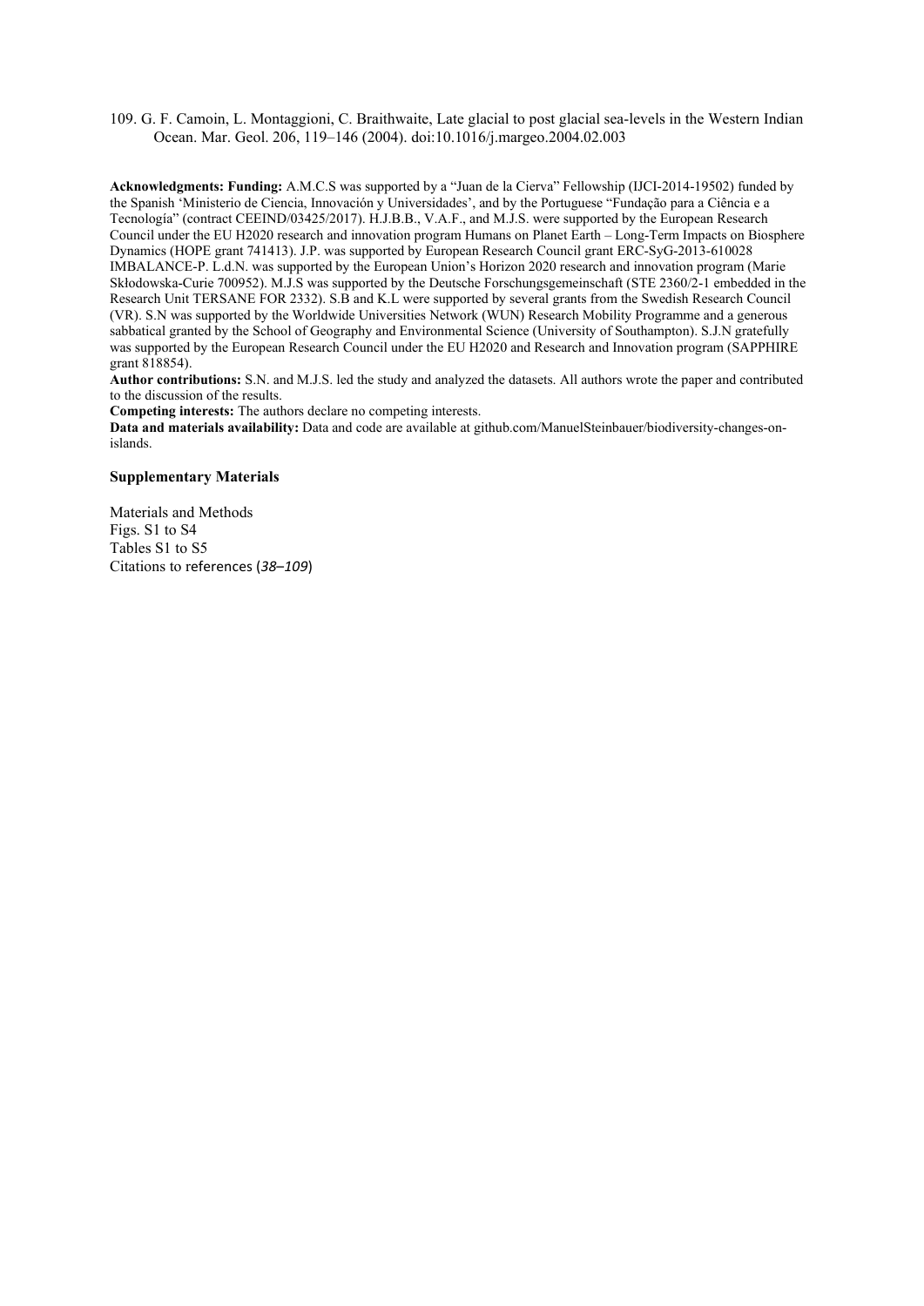109. G. F. Camoin, L. Montaggioni, C. Braithwaite, Late glacial to post glacial sea-levels in the Western Indian Ocean. Mar. Geol. 206, 119–146 (2004). doi:10.1016/j.margeo.2004.02.003

**Acknowledgments: Funding:** A.M.C.S was supported by a "Juan de la Cierva" Fellowship (IJCI-2014-19502) funded by the Spanish 'Ministerio de Ciencia, Innovación y Universidades', and by the Portuguese "Fundação para a Ciência e a Tecnología" (contract CEEIND/03425/2017). H.J.B.B., V.A.F., and M.J.S. were supported by the European Research Council under the EU H2020 research and innovation program Humans on Planet Earth – Long-Term Impacts on Biosphere Dynamics (HOPE grant 741413). J.P. was supported by European Research Council grant ERC-SyG-2013-610028 IMBALANCE-P. L.d.N. was supported by the European Union's Horizon 2020 research and innovation program (Marie Skłodowska-Curie 700952). M.J.S was supported by the Deutsche Forschungsgemeinschaft (STE 2360/2-1 embedded in the Research Unit TERSANE FOR 2332). S.B and K.L were supported by several grants from the Swedish Research Council (VR). S.N was supported by the Worldwide Universities Network (WUN) Research Mobility Programme and a generous sabbatical granted by the School of Geography and Environmental Science (University of Southampton). S.J.N gratefully was supported by the European Research Council under the EU H2020 and Research and Innovation program (SAPPHIRE grant 818854).
**Author contributions:** S.N. and M.J.S. led the study and analyzed the datasets. All authors wrote the paper and contributed to the discussion of the results.
**Competing interests:** The authors declare no competing interests.
**Data and materials availability:** Data and code are available at github.com/ManuelSteinbauer/biodiversity-changes-on-islands.

**Supplementary Materials**

Materials and Methods
Figs. S1 to S4
Tables S1 to S5
Citations to references (*38*–*109*)